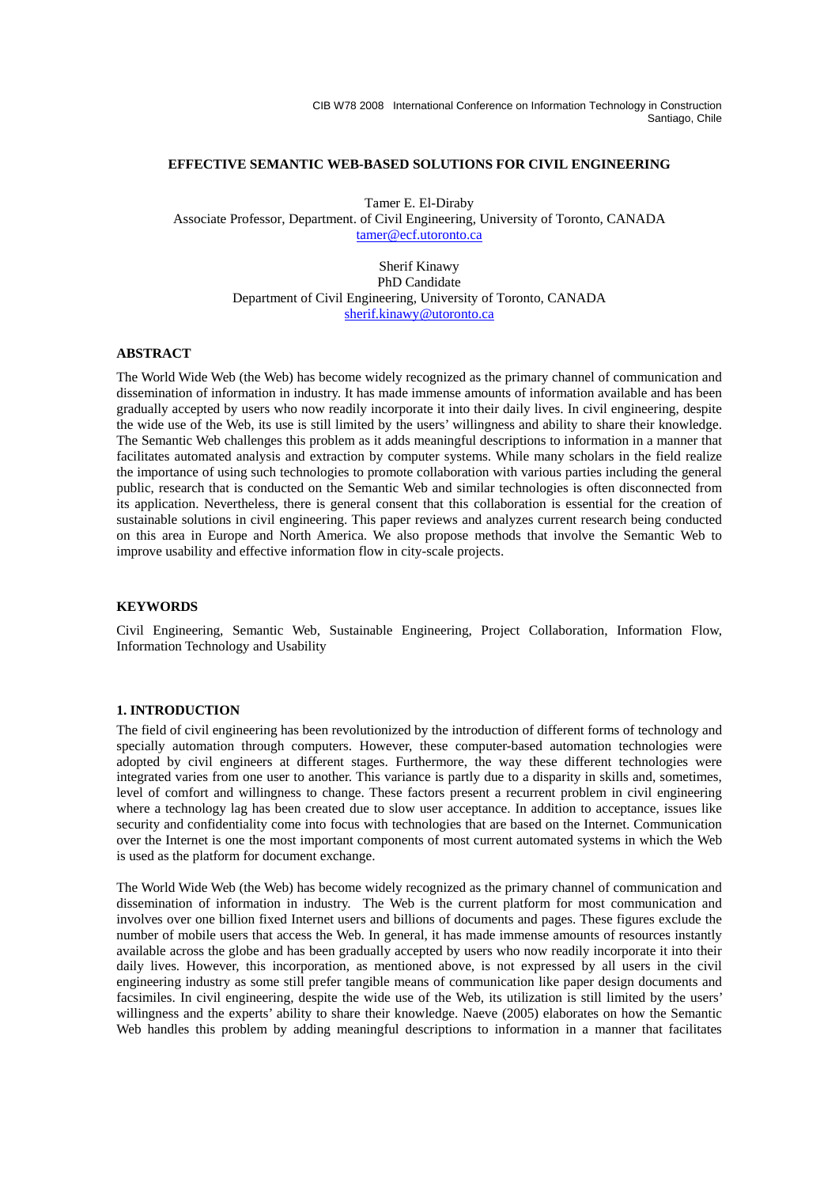# EFFECTIVE SEMANTIC WEB-BASED SOLUTIONS FOR CIVIL ENGINEERING

Tamer E. El-Diraby
Associate Professor, Department. of Civil Engineering, University of Toronto, CANADA
tamer@ecf.utoronto.ca

Sherif Kinawy
PhD Candidate
Department of Civil Engineering, University of Toronto, CANADA
sherif.kinawy@utoronto.ca

## ABSTRACT

The World Wide Web (the Web) has become widely recognized as the primary channel of communication and dissemination of information in industry. It has made immense amounts of information available and has been gradually accepted by users who now readily incorporate it into their daily lives. In civil engineering, despite the wide use of the Web, its use is still limited by the users' willingness and ability to share their knowledge. The Semantic Web challenges this problem as it adds meaningful descriptions to information in a manner that facilitates automated analysis and extraction by computer systems. While many scholars in the field realize the importance of using such technologies to promote collaboration with various parties including the general public, research that is conducted on the Semantic Web and similar technologies is often disconnected from its application. Nevertheless, there is general consent that this collaboration is essential for the creation of sustainable solutions in civil engineering. This paper reviews and analyzes current research being conducted on this area in Europe and North America. We also propose methods that involve the Semantic Web to improve usability and effective information flow in city-scale projects.

## KEYWORDS

Civil Engineering, Semantic Web, Sustainable Engineering, Project Collaboration, Information Flow, Information Technology and Usability

## 1. INTRODUCTION

The field of civil engineering has been revolutionized by the introduction of different forms of technology and specially automation through computers. However, these computer-based automation technologies were adopted by civil engineers at different stages. Furthermore, the way these different technologies were integrated varies from one user to another. This variance is partly due to a disparity in skills and, sometimes, level of comfort and willingness to change. These factors present a recurrent problem in civil engineering where a technology lag has been created due to slow user acceptance. In addition to acceptance, issues like security and confidentiality come into focus with technologies that are based on the Internet. Communication over the Internet is one the most important components of most current automated systems in which the Web is used as the platform for document exchange.

The World Wide Web (the Web) has become widely recognized as the primary channel of communication and dissemination of information in industry. The Web is the current platform for most communication and involves over one billion fixed Internet users and billions of documents and pages. These figures exclude the number of mobile users that access the Web. In general, it has made immense amounts of resources instantly available across the globe and has been gradually accepted by users who now readily incorporate it into their daily lives. However, this incorporation, as mentioned above, is not expressed by all users in the civil engineering industry as some still prefer tangible means of communication like paper design documents and facsimiles. In civil engineering, despite the wide use of the Web, its utilization is still limited by the users' willingness and the experts' ability to share their knowledge. Naeve (2005) elaborates on how the Semantic Web handles this problem by adding meaningful descriptions to information in a manner that facilitates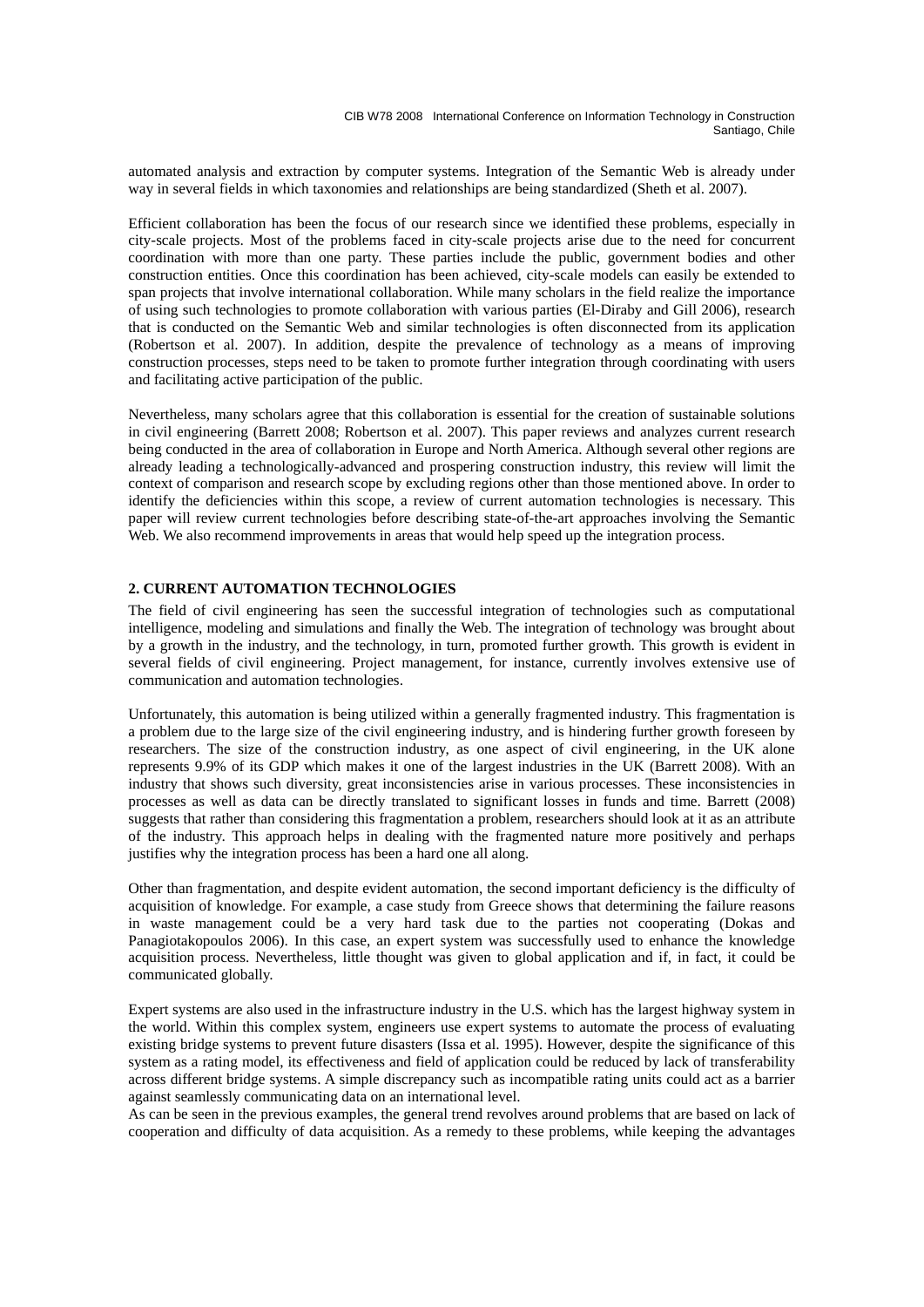automated analysis and extraction by computer systems. Integration of the Semantic Web is already under way in several fields in which taxonomies and relationships are being standardized (Sheth et al. 2007).

Efficient collaboration has been the focus of our research since we identified these problems, especially in city-scale projects. Most of the problems faced in city-scale projects arise due to the need for concurrent coordination with more than one party. These parties include the public, government bodies and other construction entities. Once this coordination has been achieved, city-scale models can easily be extended to span projects that involve international collaboration. While many scholars in the field realize the importance of using such technologies to promote collaboration with various parties (El-Diraby and Gill 2006), research that is conducted on the Semantic Web and similar technologies is often disconnected from its application (Robertson et al. 2007). In addition, despite the prevalence of technology as a means of improving construction processes, steps need to be taken to promote further integration through coordinating with users and facilitating active participation of the public.

Nevertheless, many scholars agree that this collaboration is essential for the creation of sustainable solutions in civil engineering (Barrett 2008; Robertson et al. 2007). This paper reviews and analyzes current research being conducted in the area of collaboration in Europe and North America. Although several other regions are already leading a technologically-advanced and prospering construction industry, this review will limit the context of comparison and research scope by excluding regions other than those mentioned above. In order to identify the deficiencies within this scope, a review of current automation technologies is necessary. This paper will review current technologies before describing state-of-the-art approaches involving the Semantic Web. We also recommend improvements in areas that would help speed up the integration process.

## 2. CURRENT AUTOMATION TECHNOLOGIES

The field of civil engineering has seen the successful integration of technologies such as computational intelligence, modeling and simulations and finally the Web. The integration of technology was brought about by a growth in the industry, and the technology, in turn, promoted further growth. This growth is evident in several fields of civil engineering. Project management, for instance, currently involves extensive use of communication and automation technologies.

Unfortunately, this automation is being utilized within a generally fragmented industry. This fragmentation is a problem due to the large size of the civil engineering industry, and is hindering further growth foreseen by researchers. The size of the construction industry, as one aspect of civil engineering, in the UK alone represents 9.9% of its GDP which makes it one of the largest industries in the UK (Barrett 2008). With an industry that shows such diversity, great inconsistencies arise in various processes. These inconsistencies in processes as well as data can be directly translated to significant losses in funds and time. Barrett (2008) suggests that rather than considering this fragmentation a problem, researchers should look at it as an attribute of the industry. This approach helps in dealing with the fragmented nature more positively and perhaps justifies why the integration process has been a hard one all along.

Other than fragmentation, and despite evident automation, the second important deficiency is the difficulty of acquisition of knowledge. For example, a case study from Greece shows that determining the failure reasons in waste management could be a very hard task due to the parties not cooperating (Dokas and Panagiotakopoulos 2006). In this case, an expert system was successfully used to enhance the knowledge acquisition process. Nevertheless, little thought was given to global application and if, in fact, it could be communicated globally.

Expert systems are also used in the infrastructure industry in the U.S. which has the largest highway system in the world. Within this complex system, engineers use expert systems to automate the process of evaluating existing bridge systems to prevent future disasters (Issa et al. 1995). However, despite the significance of this system as a rating model, its effectiveness and field of application could be reduced by lack of transferability across different bridge systems. A simple discrepancy such as incompatible rating units could act as a barrier against seamlessly communicating data on an international level.

As can be seen in the previous examples, the general trend revolves around problems that are based on lack of cooperation and difficulty of data acquisition. As a remedy to these problems, while keeping the advantages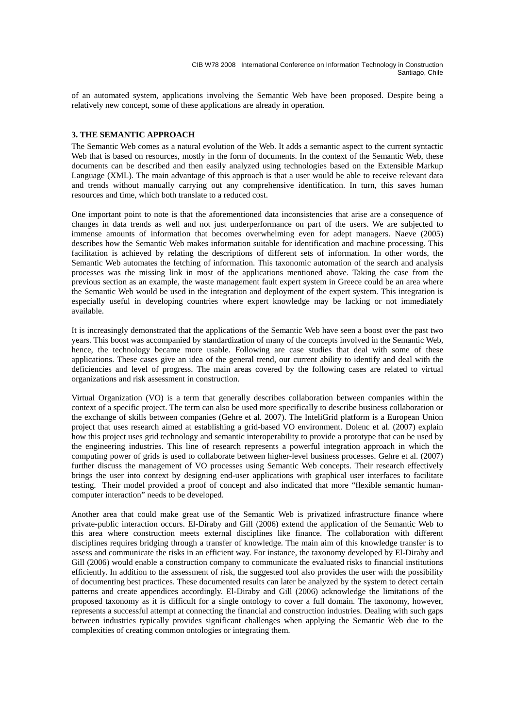of an automated system, applications involving the Semantic Web have been proposed. Despite being a relatively new concept, some of these applications are already in operation.

## 3. THE SEMANTIC APPROACH

The Semantic Web comes as a natural evolution of the Web. It adds a semantic aspect to the current syntactic Web that is based on resources, mostly in the form of documents. In the context of the Semantic Web, these documents can be described and then easily analyzed using technologies based on the Extensible Markup Language (XML). The main advantage of this approach is that a user would be able to receive relevant data and trends without manually carrying out any comprehensive identification. In turn, this saves human resources and time, which both translate to a reduced cost.

One important point to note is that the aforementioned data inconsistencies that arise are a consequence of changes in data trends as well and not just underperformance on part of the users. We are subjected to immense amounts of information that becomes overwhelming even for adept managers. Naeve (2005) describes how the Semantic Web makes information suitable for identification and machine processing. This facilitation is achieved by relating the descriptions of different sets of information. In other words, the Semantic Web automates the fetching of information. This taxonomic automation of the search and analysis processes was the missing link in most of the applications mentioned above. Taking the case from the previous section as an example, the waste management fault expert system in Greece could be an area where the Semantic Web would be used in the integration and deployment of the expert system. This integration is especially useful in developing countries where expert knowledge may be lacking or not immediately available.

It is increasingly demonstrated that the applications of the Semantic Web have seen a boost over the past two years. This boost was accompanied by standardization of many of the concepts involved in the Semantic Web, hence, the technology became more usable. Following are case studies that deal with some of these applications. These cases give an idea of the general trend, our current ability to identify and deal with the deficiencies and level of progress. The main areas covered by the following cases are related to virtual organizations and risk assessment in construction.

Virtual Organization (VO) is a term that generally describes collaboration between companies within the context of a specific project. The term can also be used more specifically to describe business collaboration or the exchange of skills between companies (Gehre et al. 2007). The InteliGrid platform is a European Union project that uses research aimed at establishing a grid-based VO environment. Dolenc et al. (2007) explain how this project uses grid technology and semantic interoperability to provide a prototype that can be used by the engineering industries. This line of research represents a powerful integration approach in which the computing power of grids is used to collaborate between higher-level business processes. Gehre et al. (2007) further discuss the management of VO processes using Semantic Web concepts. Their research effectively brings the user into context by designing end-user applications with graphical user interfaces to facilitate testing. Their model provided a proof of concept and also indicated that more "flexible semantic human-computer interaction" needs to be developed.

Another area that could make great use of the Semantic Web is privatized infrastructure finance where private-public interaction occurs. El-Diraby and Gill (2006) extend the application of the Semantic Web to this area where construction meets external disciplines like finance. The collaboration with different disciplines requires bridging through a transfer of knowledge. The main aim of this knowledge transfer is to assess and communicate the risks in an efficient way. For instance, the taxonomy developed by El-Diraby and Gill (2006) would enable a construction company to communicate the evaluated risks to financial institutions efficiently. In addition to the assessment of risk, the suggested tool also provides the user with the possibility of documenting best practices. These documented results can later be analyzed by the system to detect certain patterns and create appendices accordingly. El-Diraby and Gill (2006) acknowledge the limitations of the proposed taxonomy as it is difficult for a single ontology to cover a full domain. The taxonomy, however, represents a successful attempt at connecting the financial and construction industries. Dealing with such gaps between industries typically provides significant challenges when applying the Semantic Web due to the complexities of creating common ontologies or integrating them.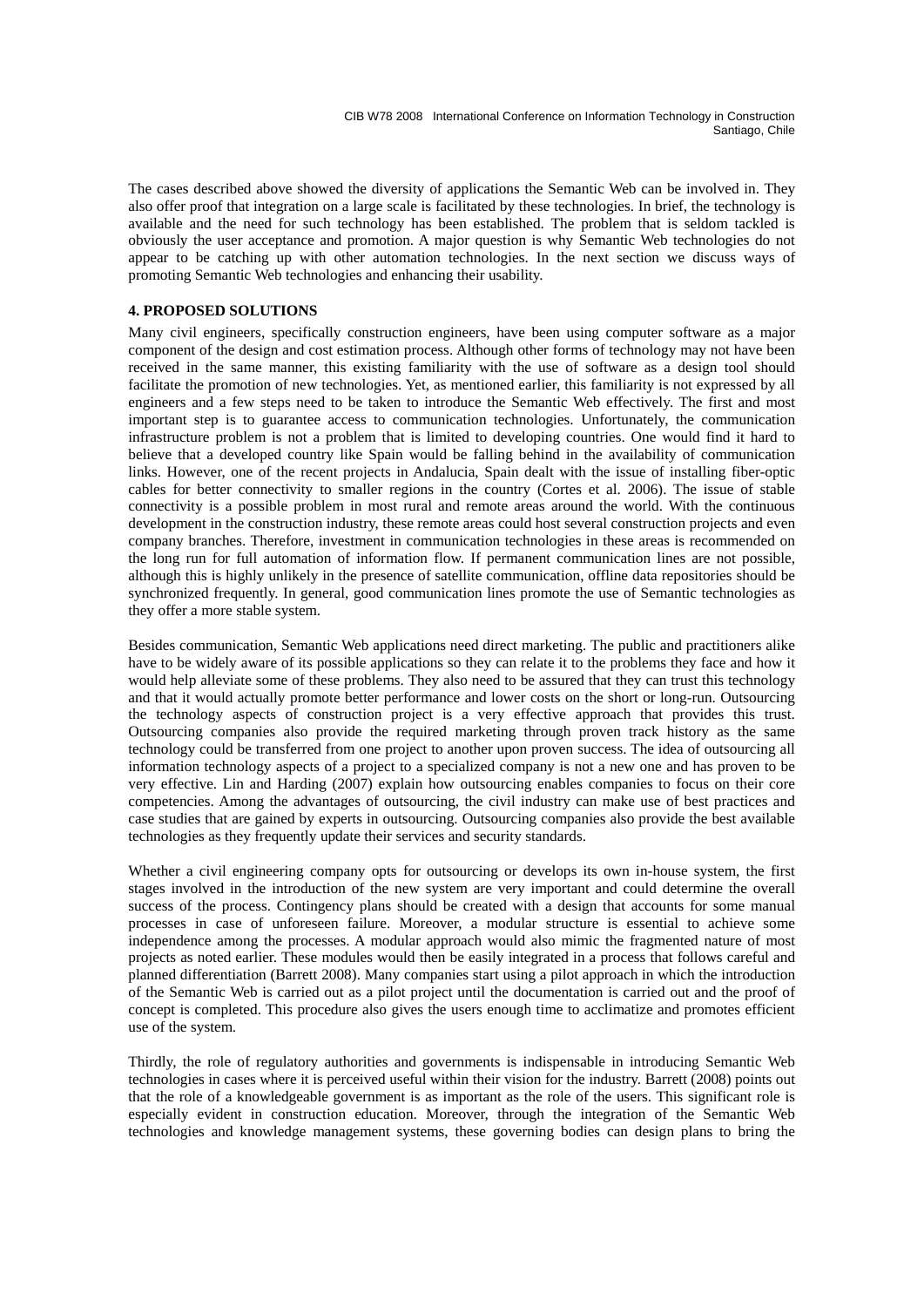The cases described above showed the diversity of applications the Semantic Web can be involved in. They also offer proof that integration on a large scale is facilitated by these technologies. In brief, the technology is available and the need for such technology has been established. The problem that is seldom tackled is obviously the user acceptance and promotion. A major question is why Semantic Web technologies do not appear to be catching up with other automation technologies. In the next section we discuss ways of promoting Semantic Web technologies and enhancing their usability.

## 4. PROPOSED SOLUTIONS

Many civil engineers, specifically construction engineers, have been using computer software as a major component of the design and cost estimation process. Although other forms of technology may not have been received in the same manner, this existing familiarity with the use of software as a design tool should facilitate the promotion of new technologies. Yet, as mentioned earlier, this familiarity is not expressed by all engineers and a few steps need to be taken to introduce the Semantic Web effectively. The first and most important step is to guarantee access to communication technologies. Unfortunately, the communication infrastructure problem is not a problem that is limited to developing countries. One would find it hard to believe that a developed country like Spain would be falling behind in the availability of communication links. However, one of the recent projects in Andalucia, Spain dealt with the issue of installing fiber-optic cables for better connectivity to smaller regions in the country (Cortes et al. 2006). The issue of stable connectivity is a possible problem in most rural and remote areas around the world. With the continuous development in the construction industry, these remote areas could host several construction projects and even company branches. Therefore, investment in communication technologies in these areas is recommended on the long run for full automation of information flow. If permanent communication lines are not possible, although this is highly unlikely in the presence of satellite communication, offline data repositories should be synchronized frequently. In general, good communication lines promote the use of Semantic technologies as they offer a more stable system.

Besides communication, Semantic Web applications need direct marketing. The public and practitioners alike have to be widely aware of its possible applications so they can relate it to the problems they face and how it would help alleviate some of these problems. They also need to be assured that they can trust this technology and that it would actually promote better performance and lower costs on the short or long-run. Outsourcing the technology aspects of construction project is a very effective approach that provides this trust. Outsourcing companies also provide the required marketing through proven track history as the same technology could be transferred from one project to another upon proven success. The idea of outsourcing all information technology aspects of a project to a specialized company is not a new one and has proven to be very effective. Lin and Harding (2007) explain how outsourcing enables companies to focus on their core competencies. Among the advantages of outsourcing, the civil industry can make use of best practices and case studies that are gained by experts in outsourcing. Outsourcing companies also provide the best available technologies as they frequently update their services and security standards.

Whether a civil engineering company opts for outsourcing or develops its own in-house system, the first stages involved in the introduction of the new system are very important and could determine the overall success of the process. Contingency plans should be created with a design that accounts for some manual processes in case of unforeseen failure. Moreover, a modular structure is essential to achieve some independence among the processes. A modular approach would also mimic the fragmented nature of most projects as noted earlier. These modules would then be easily integrated in a process that follows careful and planned differentiation (Barrett 2008). Many companies start using a pilot approach in which the introduction of the Semantic Web is carried out as a pilot project until the documentation is carried out and the proof of concept is completed. This procedure also gives the users enough time to acclimatize and promotes efficient use of the system.

Thirdly, the role of regulatory authorities and governments is indispensable in introducing Semantic Web technologies in cases where it is perceived useful within their vision for the industry. Barrett (2008) points out that the role of a knowledgeable government is as important as the role of the users. This significant role is especially evident in construction education. Moreover, through the integration of the Semantic Web technologies and knowledge management systems, these governing bodies can design plans to bring the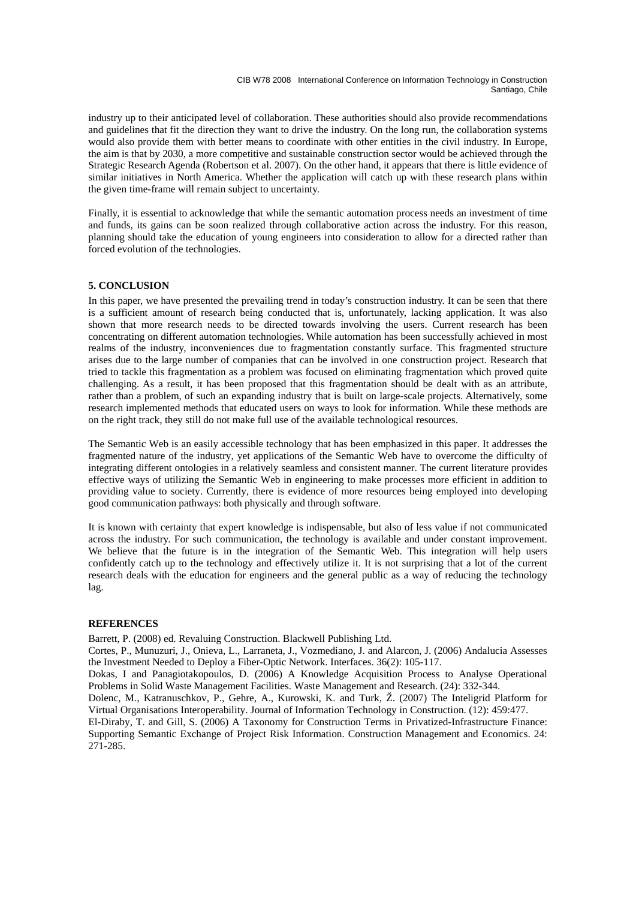industry up to their anticipated level of collaboration. These authorities should also provide recommendations and guidelines that fit the direction they want to drive the industry. On the long run, the collaboration systems would also provide them with better means to coordinate with other entities in the civil industry. In Europe, the aim is that by 2030, a more competitive and sustainable construction sector would be achieved through the Strategic Research Agenda (Robertson et al. 2007). On the other hand, it appears that there is little evidence of similar initiatives in North America. Whether the application will catch up with these research plans within the given time-frame will remain subject to uncertainty.

Finally, it is essential to acknowledge that while the semantic automation process needs an investment of time and funds, its gains can be soon realized through collaborative action across the industry. For this reason, planning should take the education of young engineers into consideration to allow for a directed rather than forced evolution of the technologies.

## 5. CONCLUSION

In this paper, we have presented the prevailing trend in today's construction industry. It can be seen that there is a sufficient amount of research being conducted that is, unfortunately, lacking application. It was also shown that more research needs to be directed towards involving the users. Current research has been concentrating on different automation technologies. While automation has been successfully achieved in most realms of the industry, inconveniences due to fragmentation constantly surface. This fragmented structure arises due to the large number of companies that can be involved in one construction project. Research that tried to tackle this fragmentation as a problem was focused on eliminating fragmentation which proved quite challenging. As a result, it has been proposed that this fragmentation should be dealt with as an attribute, rather than a problem, of such an expanding industry that is built on large-scale projects. Alternatively, some research implemented methods that educated users on ways to look for information. While these methods are on the right track, they still do not make full use of the available technological resources.

The Semantic Web is an easily accessible technology that has been emphasized in this paper. It addresses the fragmented nature of the industry, yet applications of the Semantic Web have to overcome the difficulty of integrating different ontologies in a relatively seamless and consistent manner. The current literature provides effective ways of utilizing the Semantic Web in engineering to make processes more efficient in addition to providing value to society. Currently, there is evidence of more resources being employed into developing good communication pathways: both physically and through software.

It is known with certainty that expert knowledge is indispensable, but also of less value if not communicated across the industry. For such communication, the technology is available and under constant improvement. We believe that the future is in the integration of the Semantic Web. This integration will help users confidently catch up to the technology and effectively utilize it. It is not surprising that a lot of the current research deals with the education for engineers and the general public as a way of reducing the technology lag.

## REFERENCES

Barrett, P. (2008) ed. Revaluing Construction. Blackwell Publishing Ltd.

Cortes, P., Munuzuri, J., Onieva, L., Larraneta, J., Vozmediano, J. and Alarcon, J. (2006) Andalucia Assesses the Investment Needed to Deploy a Fiber-Optic Network. Interfaces. 36(2): 105-117.

Dokas, I and Panagiotakopoulos, D. (2006) A Knowledge Acquisition Process to Analyse Operational Problems in Solid Waste Management Facilities. Waste Management and Research. (24): 332-344.

Dolenc, M., Katranuschkov, P., Gehre, A., Kurowski, K. and Turk, Ž. (2007) The Inteligrid Platform for Virtual Organisations Interoperability. Journal of Information Technology in Construction. (12): 459:477.

El-Diraby, T. and Gill, S. (2006) A Taxonomy for Construction Terms in Privatized-Infrastructure Finance: Supporting Semantic Exchange of Project Risk Information. Construction Management and Economics. 24: 271-285.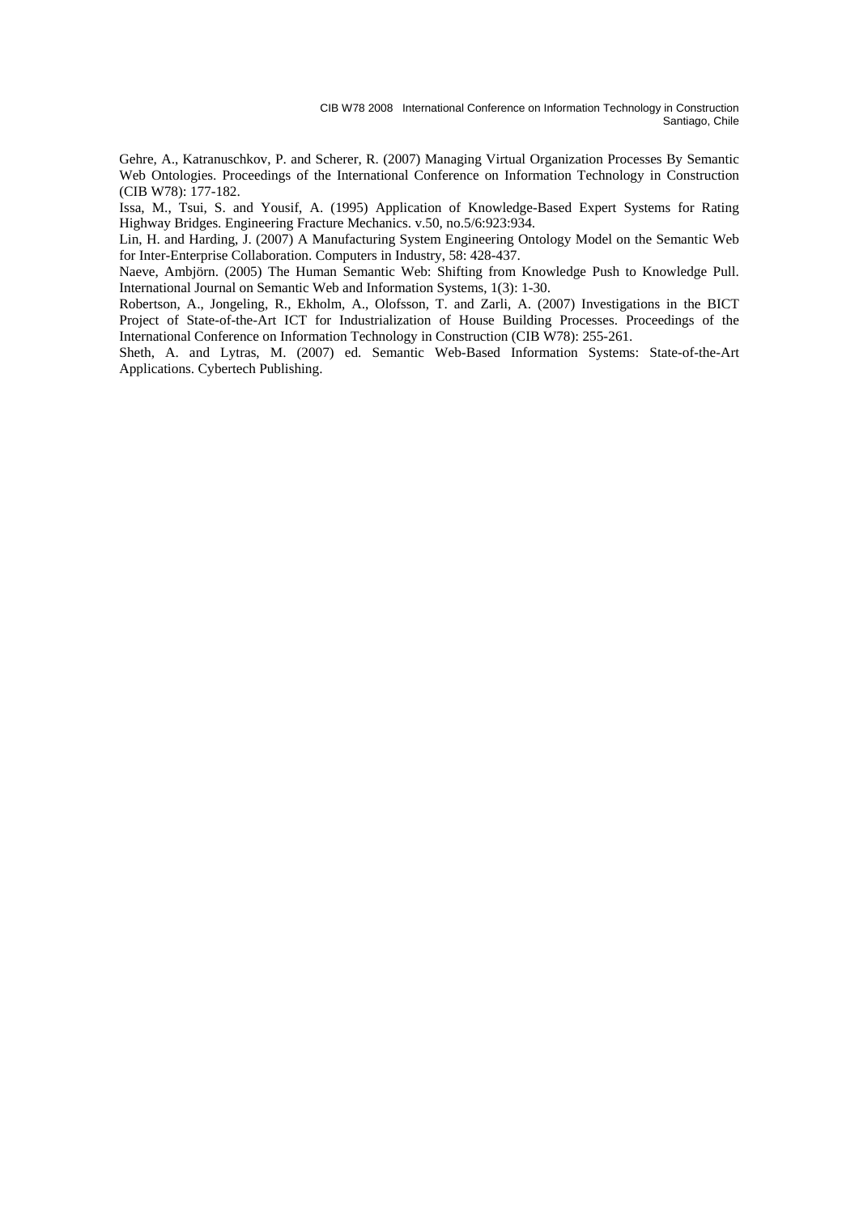Gehre, A., Katranuschkov, P. and Scherer, R. (2007) Managing Virtual Organization Processes By Semantic Web Ontologies. Proceedings of the International Conference on Information Technology in Construction (CIB W78): 177-182.

Issa, M., Tsui, S. and Yousif, A. (1995) Application of Knowledge-Based Expert Systems for Rating Highway Bridges. Engineering Fracture Mechanics. v.50, no.5/6:923:934.

Lin, H. and Harding, J. (2007) A Manufacturing System Engineering Ontology Model on the Semantic Web for Inter-Enterprise Collaboration. Computers in Industry, 58: 428-437.

Naeve, Ambjörn. (2005) The Human Semantic Web: Shifting from Knowledge Push to Knowledge Pull. International Journal on Semantic Web and Information Systems, 1(3): 1-30.

Robertson, A., Jongeling, R., Ekholm, A., Olofsson, T. and Zarli, A. (2007) Investigations in the BICT Project of State-of-the-Art ICT for Industrialization of House Building Processes. Proceedings of the International Conference on Information Technology in Construction (CIB W78): 255-261.

Sheth, A. and Lytras, M. (2007) ed. Semantic Web-Based Information Systems: State-of-the-Art Applications. Cybertech Publishing.